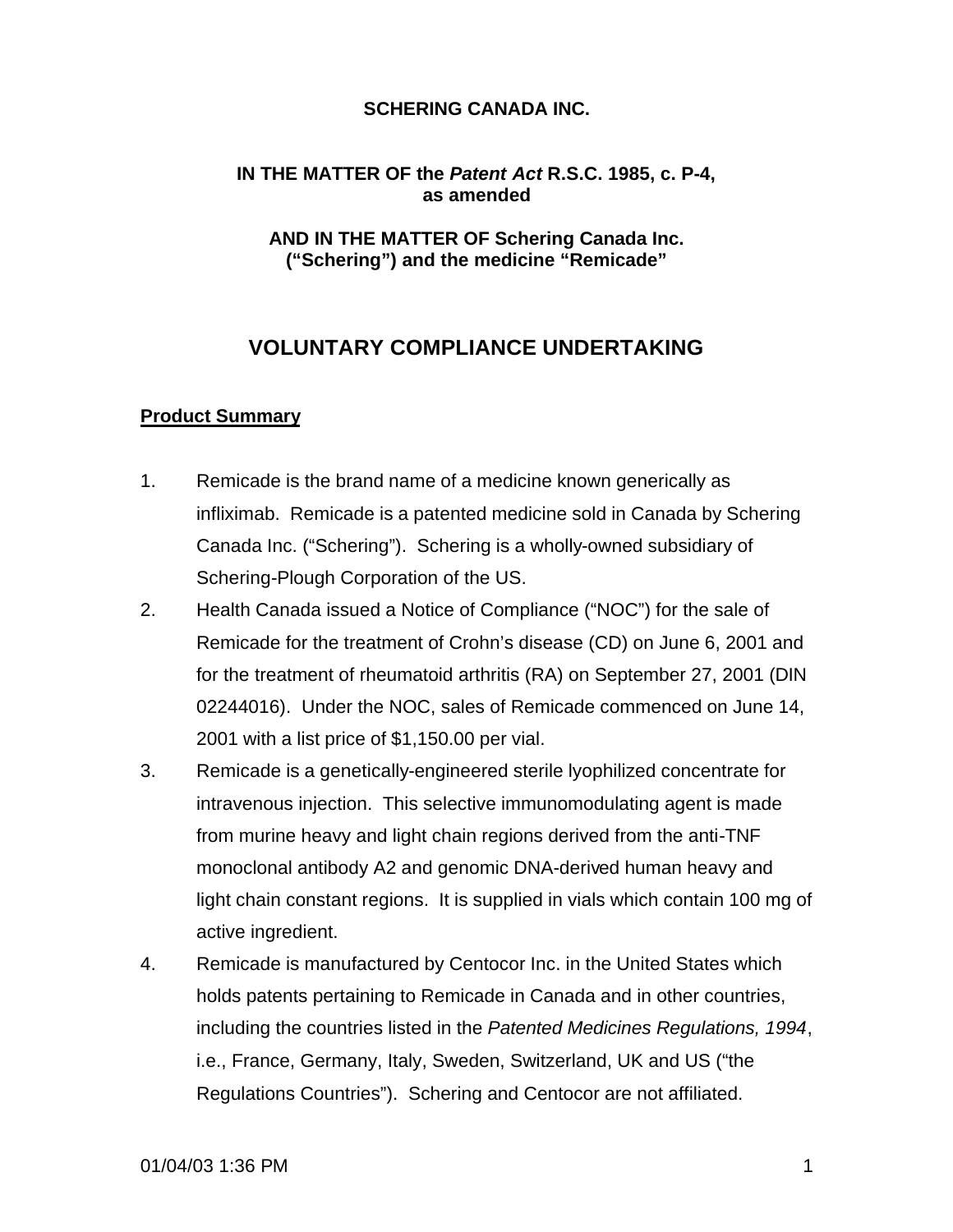**SCHERING CANADA INC.**

**IN THE MATTER OF the *Patent Act* R.S.C. 1985, c. P-4, as amended**

**AND IN THE MATTER OF Schering Canada Inc. ("Schering") and the medicine "Remicade"**

# VOLUNTARY COMPLIANCE UNDERTAKING

## <u>Product Summary</u>

1. Remicade is the brand name of a medicine known generically as infliximab. Remicade is a patented medicine sold in Canada by Schering Canada Inc. ("Schering"). Schering is a wholly-owned subsidiary of Schering-Plough Corporation of the US.
2. Health Canada issued a Notice of Compliance ("NOC") for the sale of Remicade for the treatment of Crohn's disease (CD) on June 6, 2001 and for the treatment of rheumatoid arthritis (RA) on September 27, 2001 (DIN 02244016). Under the NOC, sales of Remicade commenced on June 14, 2001 with a list price of $1,150.00 per vial.
3. Remicade is a genetically-engineered sterile lyophilized concentrate for intravenous injection. This selective immunomodulating agent is made from murine heavy and light chain regions derived from the anti-TNF monoclonal antibody A2 and genomic DNA-derived human heavy and light chain constant regions. It is supplied in vials which contain 100 mg of active ingredient.
4. Remicade is manufactured by Centocor Inc. in the United States which holds patents pertaining to Remicade in Canada and in other countries, including the countries listed in the *Patented Medicines Regulations, 1994*, i.e., France, Germany, Italy, Sweden, Switzerland, UK and US ("the Regulations Countries"). Schering and Centocor are not affiliated.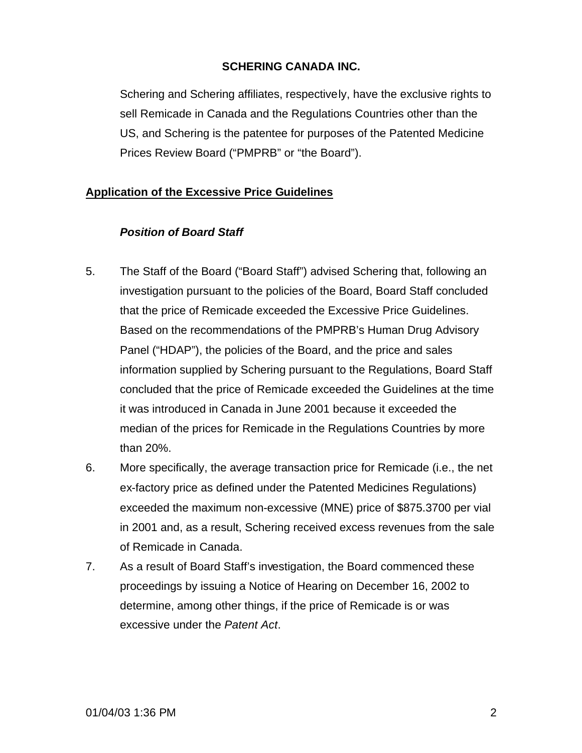**SCHERING CANADA INC.**

Schering and Schering affiliates, respectively, have the exclusive rights to sell Remicade in Canada and the Regulations Countries other than the US, and Schering is the patentee for purposes of the Patented Medicine Prices Review Board ("PMPRB" or "the Board").

## Application of the Excessive Price Guidelines

### *Position of Board Staff*

5. The Staff of the Board ("Board Staff") advised Schering that, following an investigation pursuant to the policies of the Board, Board Staff concluded that the price of Remicade exceeded the Excessive Price Guidelines. Based on the recommendations of the PMPRB's Human Drug Advisory Panel ("HDAP"), the policies of the Board, and the price and sales information supplied by Schering pursuant to the Regulations, Board Staff concluded that the price of Remicade exceeded the Guidelines at the time it was introduced in Canada in June 2001 because it exceeded the median of the prices for Remicade in the Regulations Countries by more than 20%.
6. More specifically, the average transaction price for Remicade (i.e., the net ex-factory price as defined under the Patented Medicines Regulations) exceeded the maximum non-excessive (MNE) price of $875.3700 per vial in 2001 and, as a result, Schering received excess revenues from the sale of Remicade in Canada.
7. As a result of Board Staff's investigation, the Board commenced these proceedings by issuing a Notice of Hearing on December 16, 2002 to determine, among other things, if the price of Remicade is or was excessive under the *Patent Act*.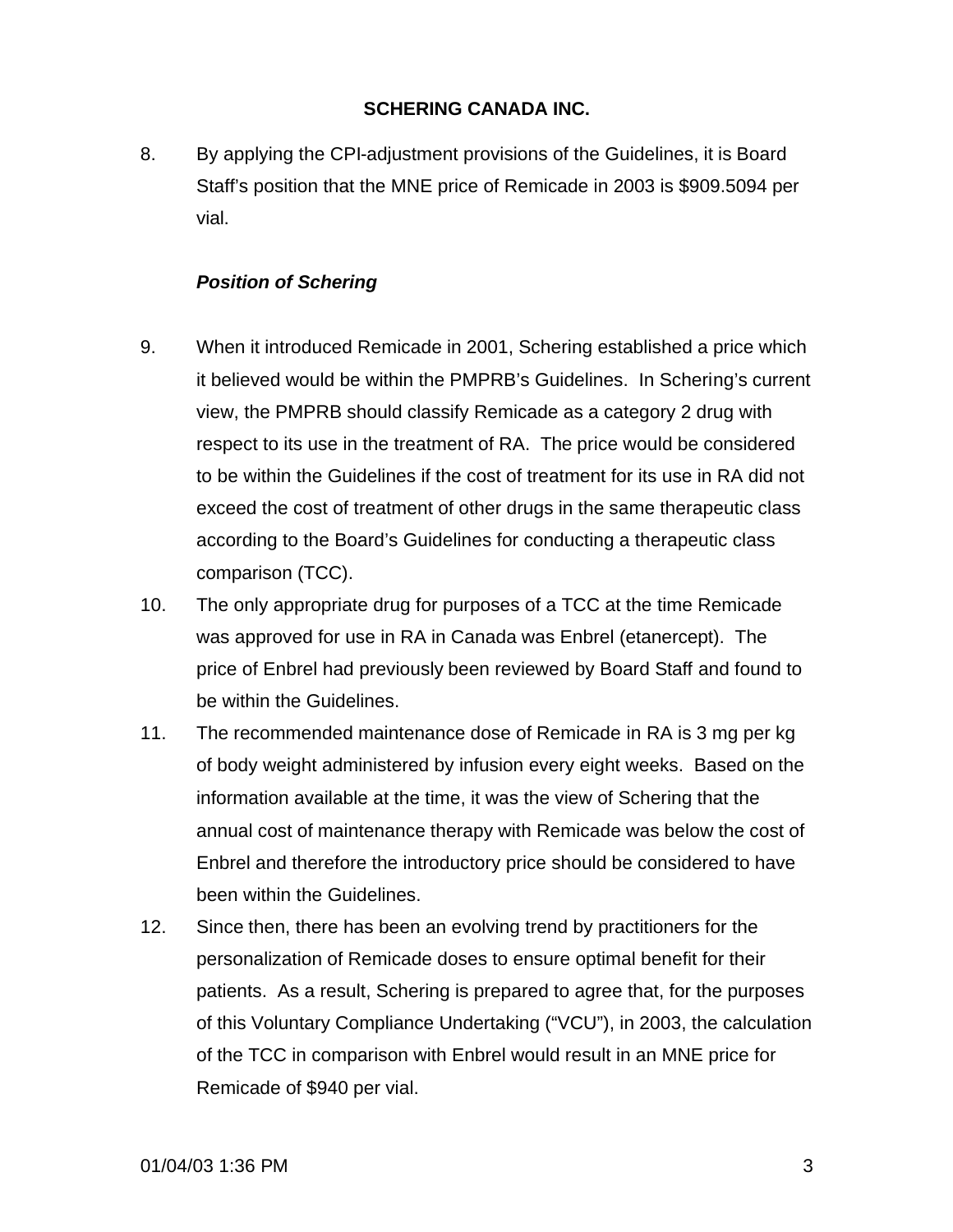8. By applying the CPI-adjustment provisions of the Guidelines, it is Board Staff's position that the MNE price of Remicade in 2003 is $909.5094 per vial.

***Position of Schering***

9. When it introduced Remicade in 2001, Schering established a price which it believed would be within the PMPRB's Guidelines. In Schering's current view, the PMPRB should classify Remicade as a category 2 drug with respect to its use in the treatment of RA. The price would be considered to be within the Guidelines if the cost of treatment for its use in RA did not exceed the cost of treatment of other drugs in the same therapeutic class according to the Board's Guidelines for conducting a therapeutic class comparison (TCC).
10. The only appropriate drug for purposes of a TCC at the time Remicade was approved for use in RA in Canada was Enbrel (etanercept). The price of Enbrel had previously been reviewed by Board Staff and found to be within the Guidelines.
11. The recommended maintenance dose of Remicade in RA is 3 mg per kg of body weight administered by infusion every eight weeks. Based on the information available at the time, it was the view of Schering that the annual cost of maintenance therapy with Remicade was below the cost of Enbrel and therefore the introductory price should be considered to have been within the Guidelines.
12. Since then, there has been an evolving trend by practitioners for the personalization of Remicade doses to ensure optimal benefit for their patients. As a result, Schering is prepared to agree that, for the purposes of this Voluntary Compliance Undertaking ("VCU"), in 2003, the calculation of the TCC in comparison with Enbrel would result in an MNE price for Remicade of $940 per vial.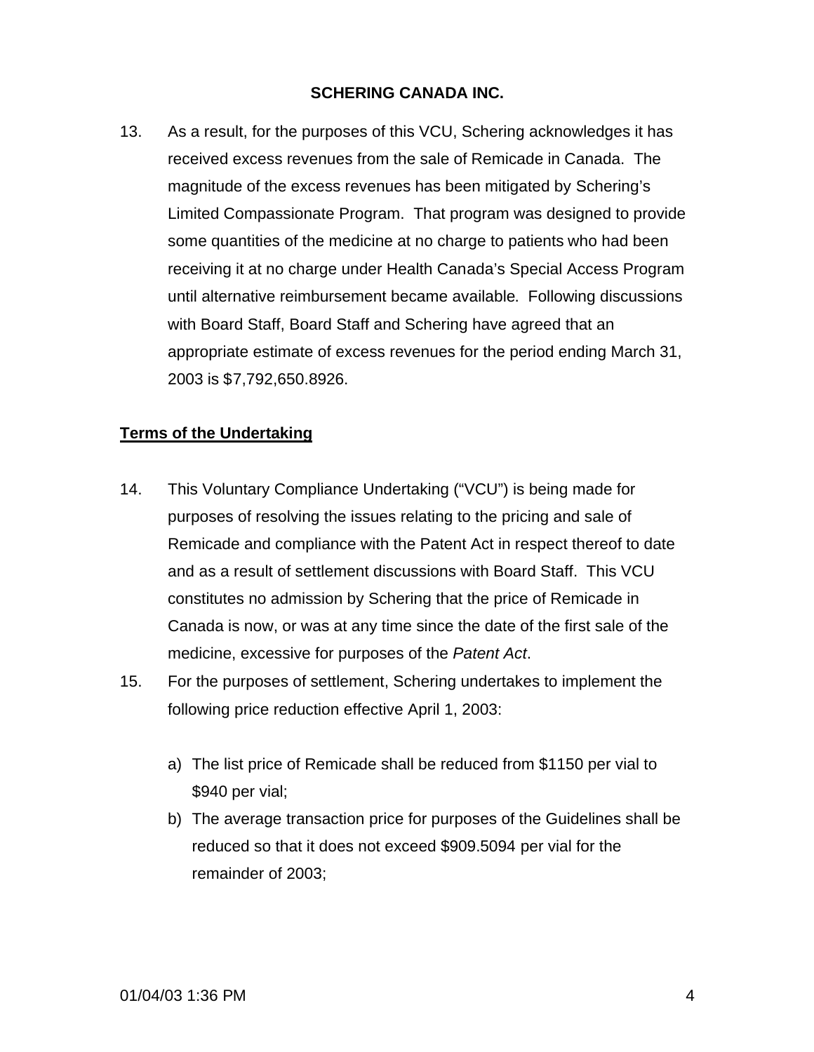**SCHERING CANADA INC.**

13. As a result, for the purposes of this VCU, Schering acknowledges it has received excess revenues from the sale of Remicade in Canada. The magnitude of the excess revenues has been mitigated by Schering's Limited Compassionate Program. That program was designed to provide some quantities of the medicine at no charge to patients who had been receiving it at no charge under Health Canada's Special Access Program until alternative reimbursement became available. Following discussions with Board Staff, Board Staff and Schering have agreed that an appropriate estimate of excess revenues for the period ending March 31, 2003 is $7,792,650.8926.

**Terms of the Undertaking**

14. This Voluntary Compliance Undertaking ("VCU") is being made for purposes of resolving the issues relating to the pricing and sale of Remicade and compliance with the Patent Act in respect thereof to date and as a result of settlement discussions with Board Staff. This VCU constitutes no admission by Schering that the price of Remicade in Canada is now, or was at any time since the date of the first sale of the medicine, excessive for purposes of the *Patent Act*.

15. For the purposes of settlement, Schering undertakes to implement the following price reduction effective April 1, 2003:

    a) The list price of Remicade shall be reduced from $1150 per vial to $940 per vial;

    b) The average transaction price for purposes of the Guidelines shall be reduced so that it does not exceed $909.5094 per vial for the remainder of 2003;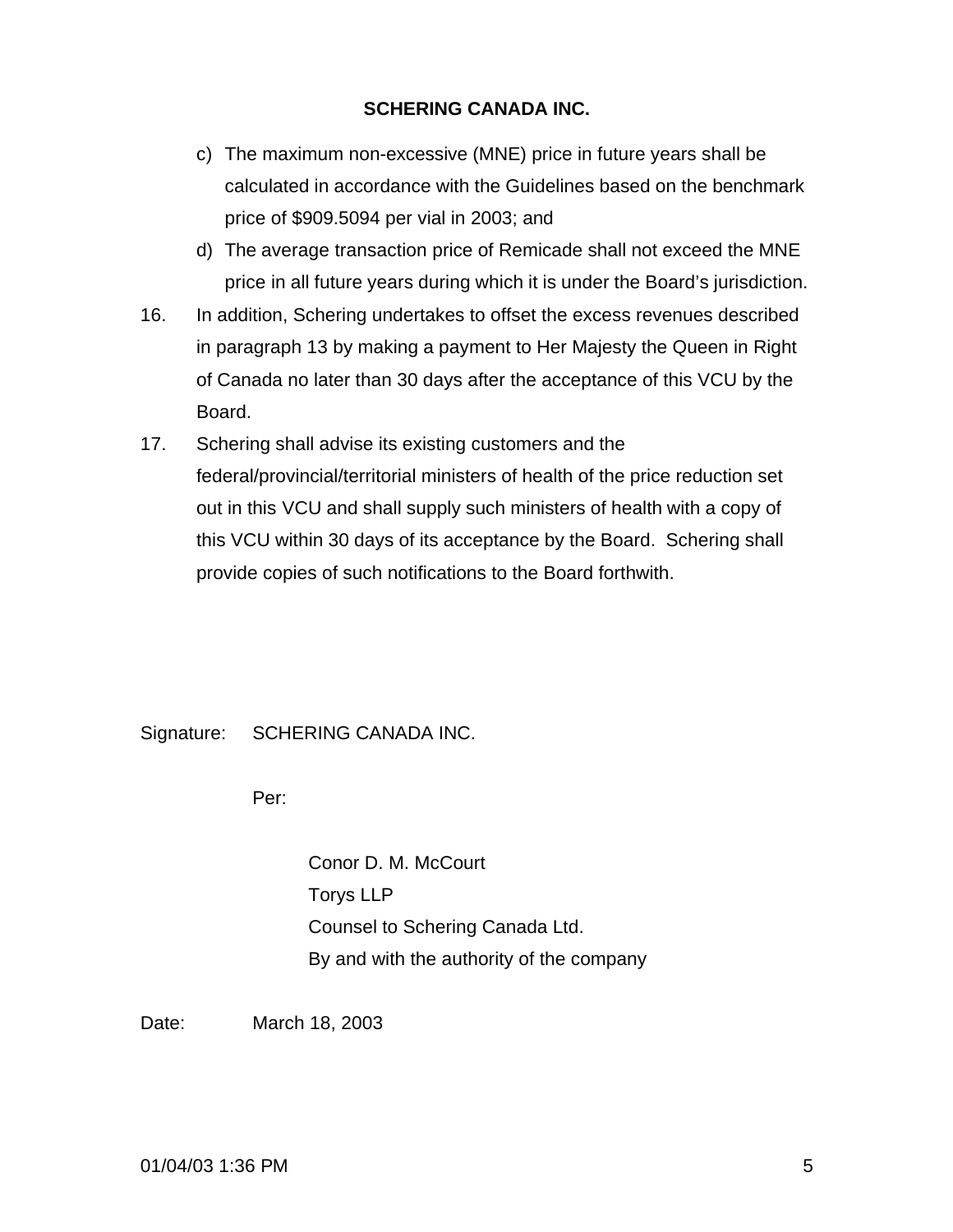c) The maximum non-excessive (MNE) price in future years shall be calculated in accordance with the Guidelines based on the benchmark price of $909.5094 per vial in 2003; and

d) The average transaction price of Remicade shall not exceed the MNE price in all future years during which it is under the Board's jurisdiction.

16. In addition, Schering undertakes to offset the excess revenues described in paragraph 13 by making a payment to Her Majesty the Queen in Right of Canada no later than 30 days after the acceptance of this VCU by the Board.

17. Schering shall advise its existing customers and the federal/provincial/territorial ministers of health of the price reduction set out in this VCU and shall supply such ministers of health with a copy of this VCU within 30 days of its acceptance by the Board. Schering shall provide copies of such notifications to the Board forthwith.

Signature: SCHERING CANADA INC.

Per:

Conor D. M. McCourt
Torys LLP
Counsel to Schering Canada Ltd.
By and with the authority of the company

Date: March 18, 2003